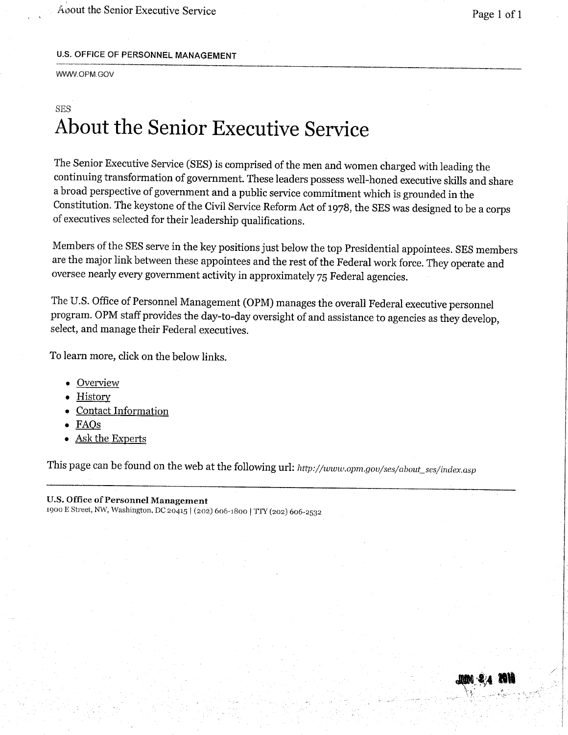U.S. OFFICE OF PERSONNEL MANAGEMENT

WWW.OPM.GOV

SES

# About the Senior Executive Service

The Senior Executive Service (SES) is comprised of the men and women charged with leading the continuing transformation of government. These leaders possess well-honed executive skills and share a broad perspective of government and a public service commitment which is grounded in the Constitution. The keystone of the Civil Service Reform Act of 1978, the SES was designed to be a corps of executives selected for their leadership qualifications.

Members of the SES serve in the key positions just below the top Presidential appointees. SES members are the major link between these appointees and the rest of the Federal work force. They operate and oversee nearly every government activity in approximately 75 Federal agencies.

The U.S. Office of Personnel Management (OPM) manages the overall Federal executive personnel program. OPM staff provides the day-to-day oversight of and assistance to agencies as they develop, select, and manage their Federal executives.

To learn more, click on the below links.

- Overview
- History
- Contact Information
- FAQs
- Ask the Experts

This page can be found on the web at the following url: *http://www.opm.gov/ses/about_ses/index.asp*

---

**U.S. Office of Personnel Management**
1900 E Street, NW, Washington, DC 20415 | (202) 606-1800 | TTY (202) 606-2532

JUN 24 2010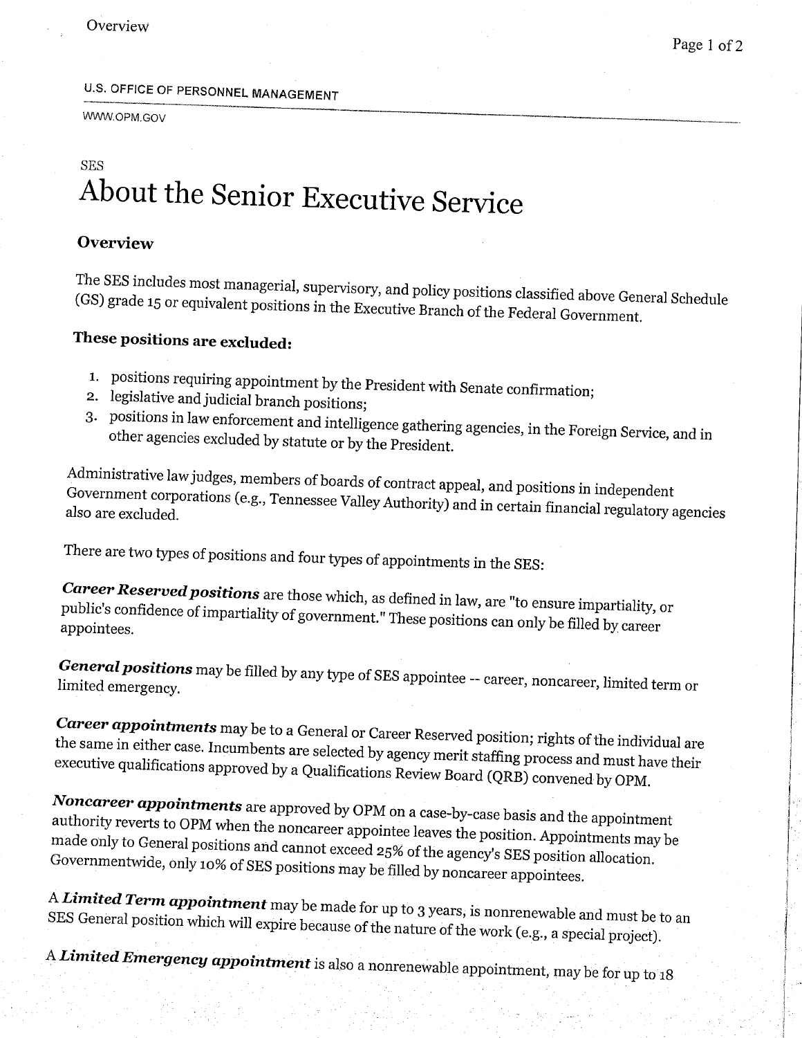U.S. OFFICE OF PERSONNEL MANAGEMENT

WWW.OPM.GOV

SES

# About the Senior Executive Service

## Overview

The SES includes most managerial, supervisory, and policy positions classified above General Schedule (GS) grade 15 or equivalent positions in the Executive Branch of the Federal Government.

### These positions are excluded:

1. positions requiring appointment by the President with Senate confirmation;
2. legislative and judicial branch positions;
3. positions in law enforcement and intelligence gathering agencies, in the Foreign Service, and in other agencies excluded by statute or by the President.

Administrative law judges, members of boards of contract appeal, and positions in independent Government corporations (e.g., Tennessee Valley Authority) and in certain financial regulatory agencies also are excluded.

There are two types of positions and four types of appointments in the SES:

***Career Reserved positions*** are those which, as defined in law, are "to ensure impartiality, or public's confidence of impartiality of government." These positions can only be filled by career appointees.

***General positions*** may be filled by any type of SES appointee -- career, noncareer, limited term or limited emergency.

***Career appointments*** may be to a General or Career Reserved position; rights of the individual are the same in either case. Incumbents are selected by agency merit staffing process and must have their executive qualifications approved by a Qualifications Review Board (QRB) convened by OPM.

***Noncareer appointments*** are approved by OPM on a case-by-case basis and the appointment authority reverts to OPM when the noncareer appointee leaves the position. Appointments may be made only to General positions and cannot exceed 25% of the agency's SES position allocation. Governmentwide, only 10% of SES positions may be filled by noncareer appointees.

A ***Limited Term appointment*** may be made for up to 3 years, is nonrenewable and must be to an SES General position which will expire because of the nature of the work (e.g., a special project).

A ***Limited Emergency appointment*** is also a nonrenewable appointment, may be for up to 18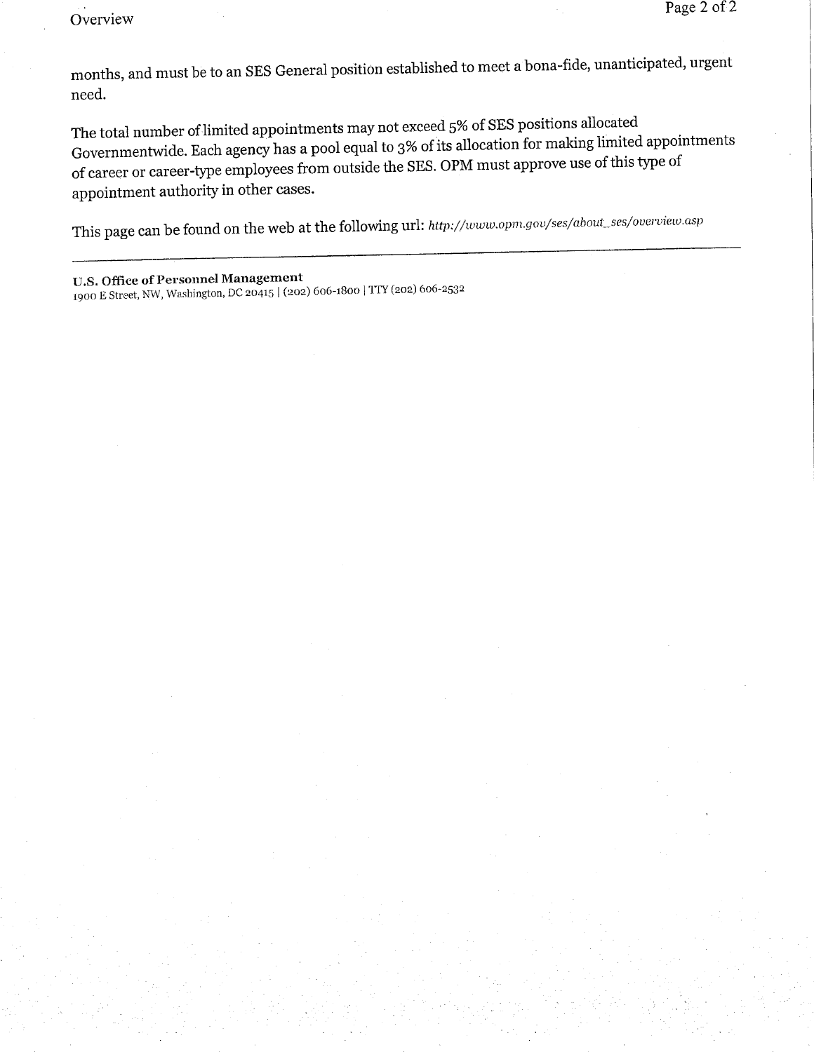months, and must be to an SES General position established to meet a bona-fide, unanticipated, urgent need.

The total number of limited appointments may not exceed 5% of SES positions allocated Governmentwide. Each agency has a pool equal to 3% of its allocation for making limited appointments of career or career-type employees from outside the SES. OPM must approve use of this type of appointment authority in other cases.

This page can be found on the web at the following url: *http://www.opm.gov/ses/about_ses/overview.asp*

---

**U.S. Office of Personnel Management**
1900 E Street, NW, Washington, DC 20415 | (202) 606-1800 | TTY (202) 606-2532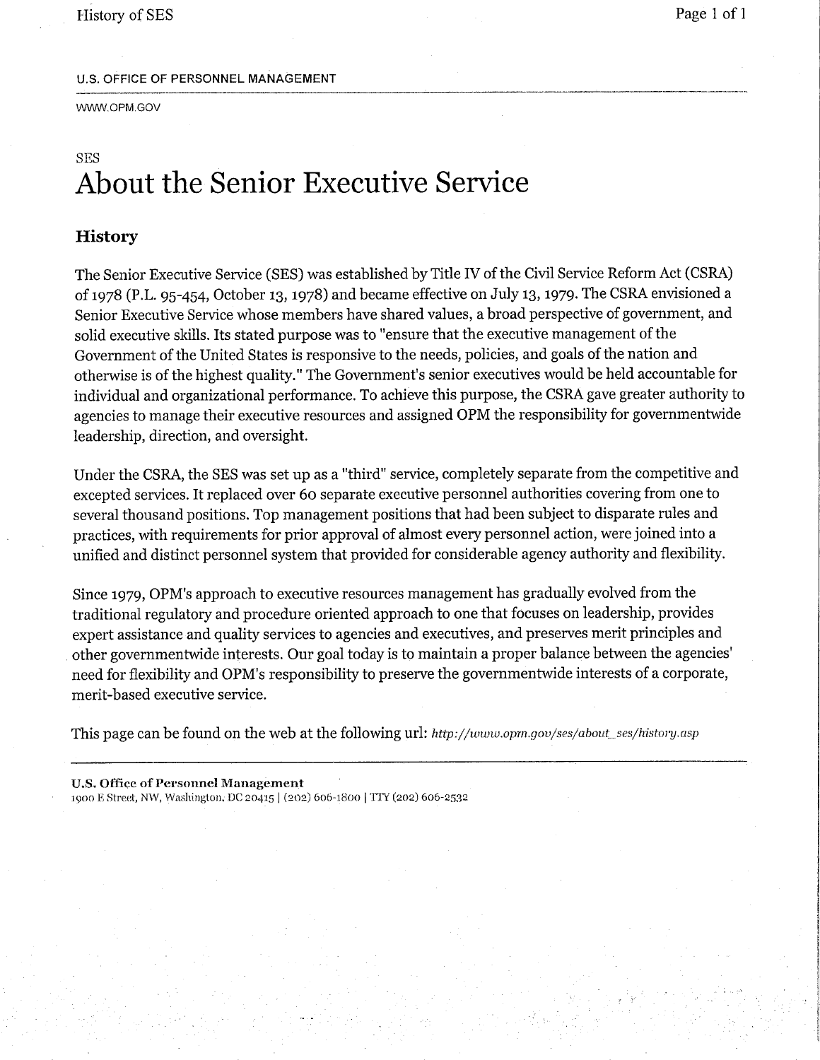U.S. OFFICE OF PERSONNEL MANAGEMENT

WWW.OPM.GOV

SES

# About the Senior Executive Service

## History

The Senior Executive Service (SES) was established by Title IV of the Civil Service Reform Act (CSRA) of 1978 (P.L. 95-454, October 13, 1978) and became effective on July 13, 1979. The CSRA envisioned a Senior Executive Service whose members have shared values, a broad perspective of government, and solid executive skills. Its stated purpose was to "ensure that the executive management of the Government of the United States is responsive to the needs, policies, and goals of the nation and otherwise is of the highest quality." The Government's senior executives would be held accountable for individual and organizational performance. To achieve this purpose, the CSRA gave greater authority to agencies to manage their executive resources and assigned OPM the responsibility for governmentwide leadership, direction, and oversight.

Under the CSRA, the SES was set up as a "third" service, completely separate from the competitive and excepted services. It replaced over 60 separate executive personnel authorities covering from one to several thousand positions. Top management positions that had been subject to disparate rules and practices, with requirements for prior approval of almost every personnel action, were joined into a unified and distinct personnel system that provided for considerable agency authority and flexibility.

Since 1979, OPM's approach to executive resources management has gradually evolved from the traditional regulatory and procedure oriented approach to one that focuses on leadership, provides expert assistance and quality services to agencies and executives, and preserves merit principles and other governmentwide interests. Our goal today is to maintain a proper balance between the agencies' need for flexibility and OPM's responsibility to preserve the governmentwide interests of a corporate, merit-based executive service.

This page can be found on the web at the following url: *http://www.opm.gov/ses/about_ses/history.asp*

---

**U.S. Office of Personnel Management**
1900 E Street, NW, Washington, DC 20415 | (202) 606-1800 | TTY (202) 606-2532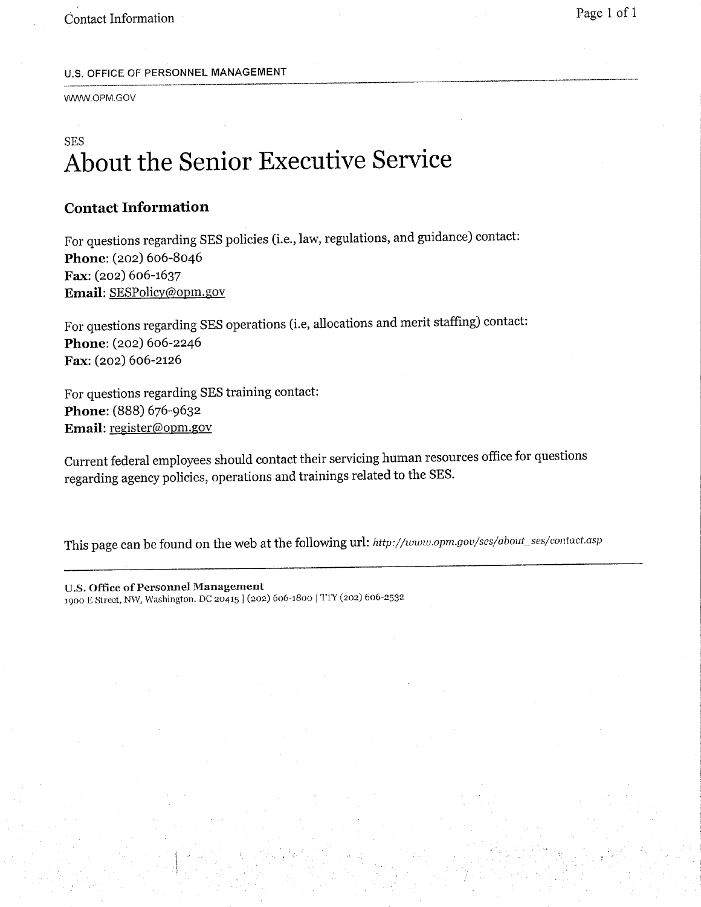U.S. OFFICE OF PERSONNEL MANAGEMENT

WWW.OPM.GOV

SES

# About the Senior Executive Service

## Contact Information

For questions regarding SES policies (i.e., law, regulations, and guidance) contact:
**Phone**: (202) 606-8046
**Fax**: (202) 606-1637
**Email**: SESPolicy@opm.gov

For questions regarding SES operations (i.e, allocations and merit staffing) contact:
**Phone**: (202) 606-2246
**Fax**: (202) 606-2126

For questions regarding SES training contact:
**Phone**: (888) 676-9632
**Email**: register@opm.gov

Current federal employees should contact their servicing human resources office for questions regarding agency policies, operations and trainings related to the SES.

This page can be found on the web at the following url: *http://www.opm.gov/ses/about_ses/contact.asp*

---

**U.S. Office of Personnel Management**
1900 E Street, NW, Washington, DC 20415 | (202) 606-1800 | TTY (202) 606-2532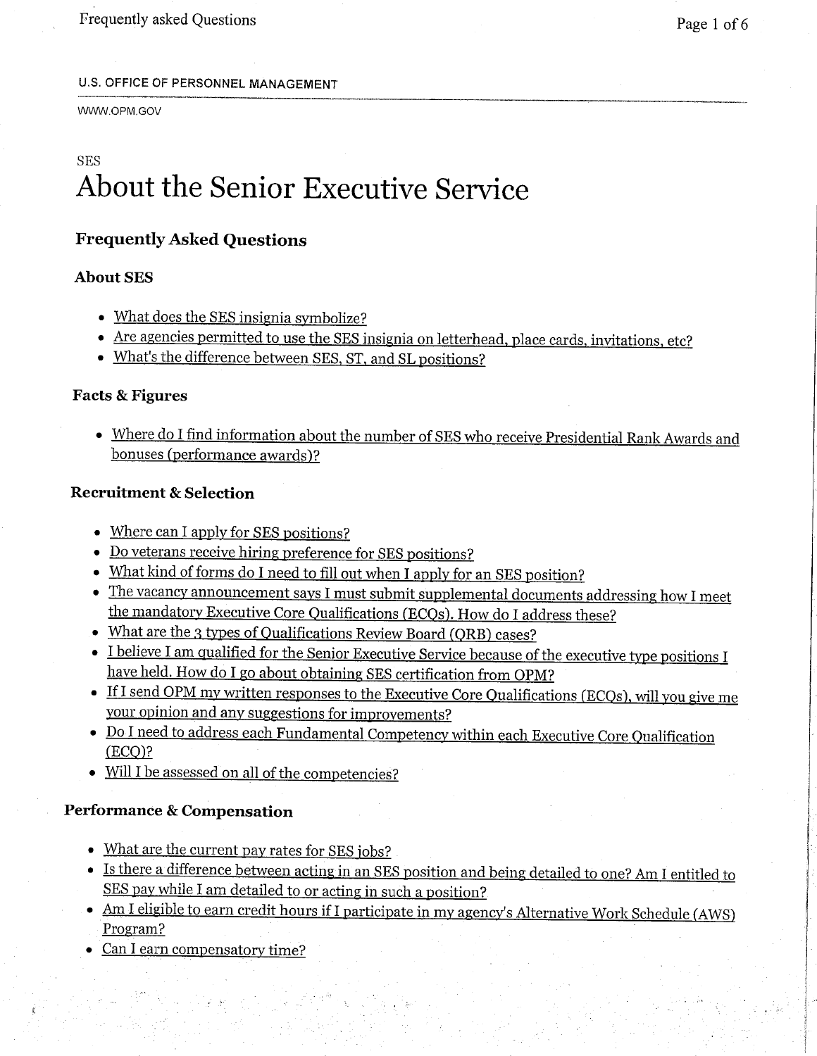U.S. OFFICE OF PERSONNEL MANAGEMENT

WWW.OPM.GOV

SES

# About the Senior Executive Service

## Frequently Asked Questions

### About SES

- What does the SES insignia symbolize?
- Are agencies permitted to use the SES insignia on letterhead, place cards, invitations, etc?
- What's the difference between SES, ST, and SL positions?

### Facts & Figures

- Where do I find information about the number of SES who receive Presidential Rank Awards and bonuses (performance awards)?

### Recruitment & Selection

- Where can I apply for SES positions?
- Do veterans receive hiring preference for SES positions?
- What kind of forms do I need to fill out when I apply for an SES position?
- The vacancy announcement says I must submit supplemental documents addressing how I meet the mandatory Executive Core Qualifications (ECQs). How do I address these?
- What are the 3 types of Qualifications Review Board (QRB) cases?
- I believe I am qualified for the Senior Executive Service because of the executive type positions I have held. How do I go about obtaining SES certification from OPM?
- If I send OPM my written responses to the Executive Core Qualifications (ECQs), will you give me your opinion and any suggestions for improvements?
- Do I need to address each Fundamental Competency within each Executive Core Qualification (ECQ)?
- Will I be assessed on all of the competencies?

### Performance & Compensation

- What are the current pay rates for SES jobs?
- Is there a difference between acting in an SES position and being detailed to one? Am I entitled to SES pay while I am detailed to or acting in such a position?
- Am I eligible to earn credit hours if I participate in my agency's Alternative Work Schedule (AWS) Program?
- Can I earn compensatory time?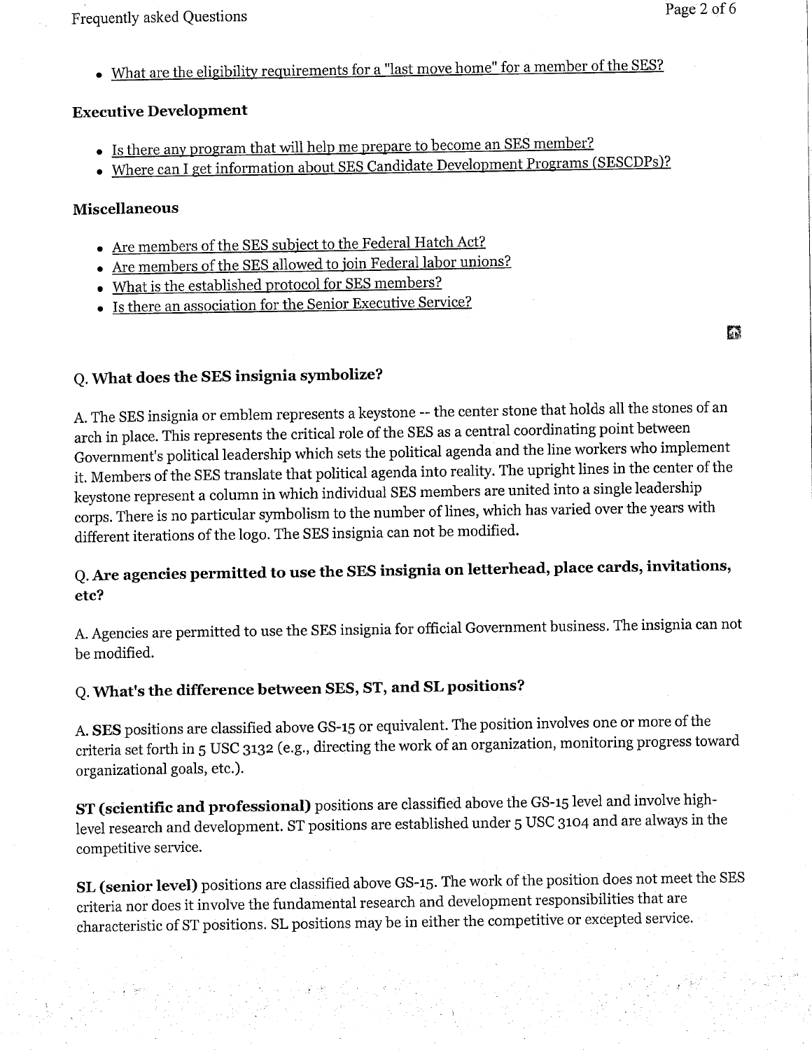- What are the eligibility requirements for a "last move home" for a member of the SES?

### Executive Development

- Is there any program that will help me prepare to become an SES member?
- Where can I get information about SES Candidate Development Programs (SESCDPs)?

### Miscellaneous

- Are members of the SES subject to the Federal Hatch Act?
- Are members of the SES allowed to join Federal labor unions?
- What is the established protocol for SES members?
- Is there an association for the Senior Executive Service?

### Q. What does the SES insignia symbolize?

A. The SES insignia or emblem represents a keystone -- the center stone that holds all the stones of an arch in place. This represents the critical role of the SES as a central coordinating point between Government's political leadership which sets the political agenda and the line workers who implement it. Members of the SES translate that political agenda into reality. The upright lines in the center of the keystone represent a column in which individual SES members are united into a single leadership corps. There is no particular symbolism to the number of lines, which has varied over the years with different iterations of the logo. The SES insignia can not be modified.

### Q. Are agencies permitted to use the SES insignia on letterhead, place cards, invitations, etc?

A. Agencies are permitted to use the SES insignia for official Government business. The insignia can not be modified.

### Q. What's the difference between SES, ST, and SL positions?

A. **SES** positions are classified above GS-15 or equivalent. The position involves one or more of the criteria set forth in 5 USC 3132 (e.g., directing the work of an organization, monitoring progress toward organizational goals, etc.).

**ST (scientific and professional)** positions are classified above the GS-15 level and involve high-level research and development. ST positions are established under 5 USC 3104 and are always in the competitive service.

**SL (senior level)** positions are classified above GS-15. The work of the position does not meet the SES criteria nor does it involve the fundamental research and development responsibilities that are characteristic of ST positions. SL positions may be in either the competitive or excepted service.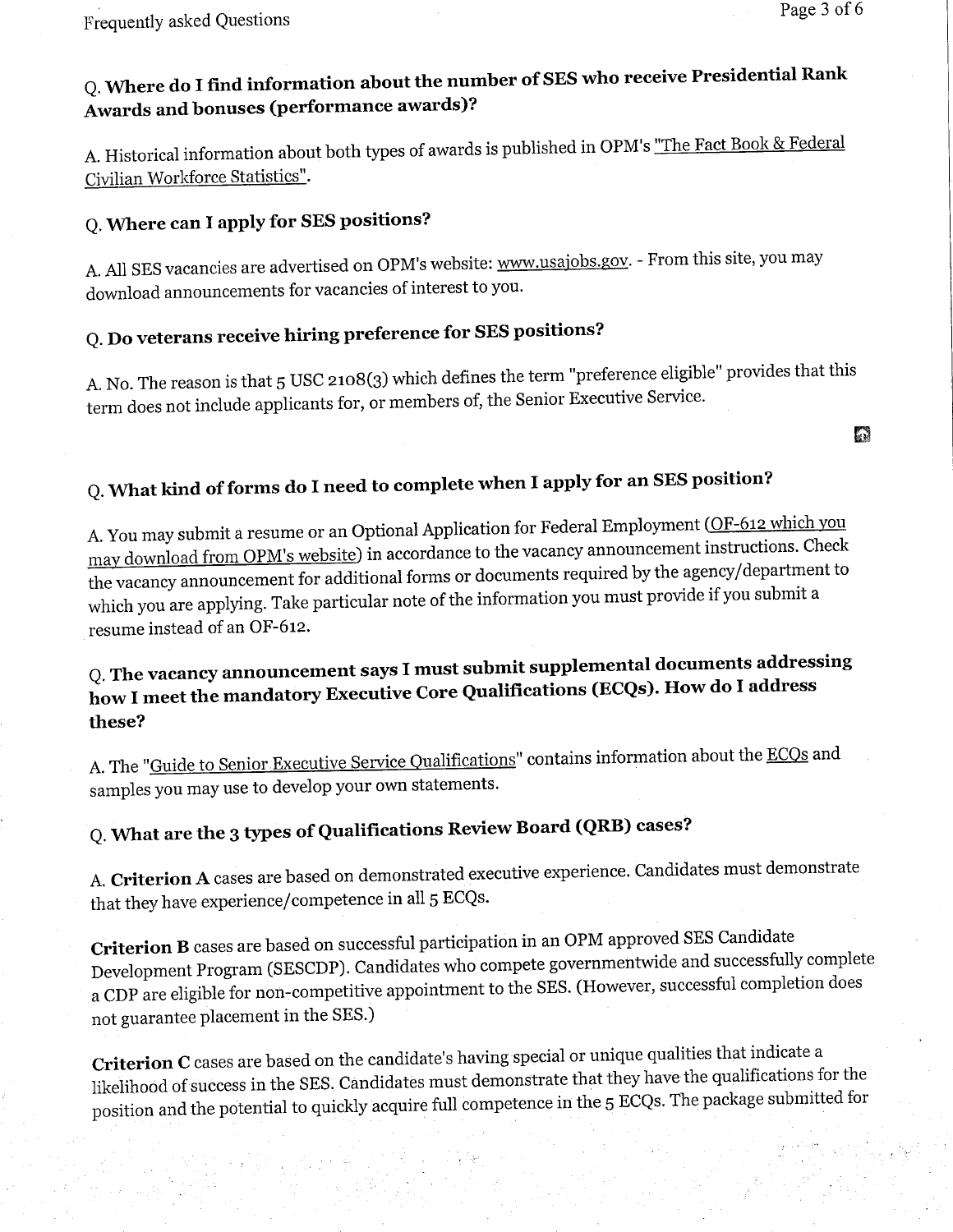**Q. Where do I find information about the number of SES who receive Presidential Rank Awards and bonuses (performance awards)?**

A. Historical information about both types of awards is published in OPM's "The Fact Book & Federal Civilian Workforce Statistics".

**Q. Where can I apply for SES positions?**

A. All SES vacancies are advertised on OPM's website: www.usajobs.gov. - From this site, you may download announcements for vacancies of interest to you.

**Q. Do veterans receive hiring preference for SES positions?**

A. No. The reason is that 5 USC 2108(3) which defines the term "preference eligible" provides that this term does not include applicants for, or members of, the Senior Executive Service.

**Q. What kind of forms do I need to complete when I apply for an SES position?**

A. You may submit a resume or an Optional Application for Federal Employment (OF-612 which you may download from OPM's website) in accordance to the vacancy announcement instructions. Check the vacancy announcement for additional forms or documents required by the agency/department to which you are applying. Take particular note of the information you must provide if you submit a resume instead of an OF-612.

**Q. The vacancy announcement says I must submit supplemental documents addressing how I meet the mandatory Executive Core Qualifications (ECQs). How do I address these?**

A. The "Guide to Senior Executive Service Qualifications" contains information about the ECQs and samples you may use to develop your own statements.

**Q. What are the 3 types of Qualifications Review Board (QRB) cases?**

A. **Criterion A** cases are based on demonstrated executive experience. Candidates must demonstrate that they have experience/competence in all 5 ECQs.

**Criterion B** cases are based on successful participation in an OPM approved SES Candidate Development Program (SESCDP). Candidates who compete governmentwide and successfully complete a CDP are eligible for non-competitive appointment to the SES. (However, successful completion does not guarantee placement in the SES.)

**Criterion C** cases are based on the candidate's having special or unique qualities that indicate a likelihood of success in the SES. Candidates must demonstrate that they have the qualifications for the position and the potential to quickly acquire full competence in the 5 ECQs. The package submitted for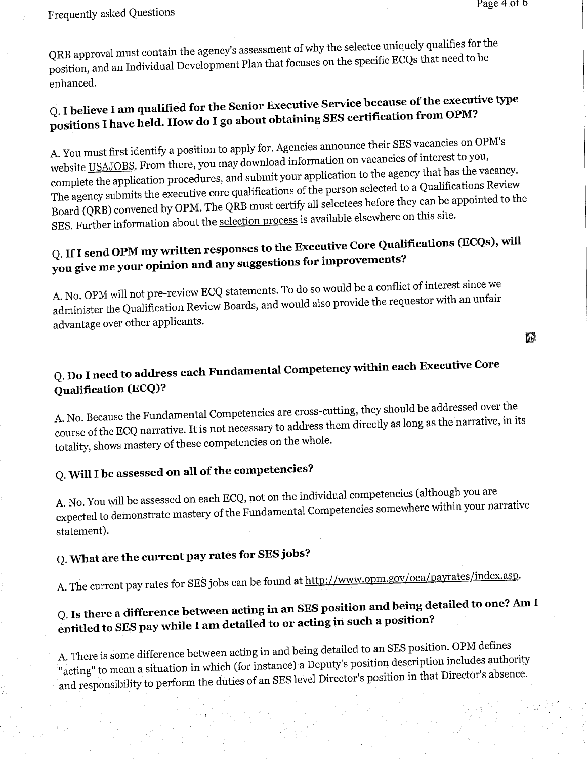QRB approval must contain the agency's assessment of why the selectee uniquely qualifies for the position, and an Individual Development Plan that focuses on the specific ECQs that need to be enhanced.

### Q. I believe I am qualified for the Senior Executive Service because of the executive type positions I have held. How do I go about obtaining SES certification from OPM?

A. You must first identify a position to apply for. Agencies announce their SES vacancies on OPM's website USAJOBS. From there, you may download information on vacancies of interest to you, complete the application procedures, and submit your application to the agency that has the vacancy. The agency submits the executive core qualifications of the person selected to a Qualifications Review Board (QRB) convened by OPM. The QRB must certify all selectees before they can be appointed to the SES. Further information about the selection process is available elsewhere on this site.

### Q. If I send OPM my written responses to the Executive Core Qualifications (ECQs), will you give me your opinion and any suggestions for improvements?

A. No. OPM will not pre-review ECQ statements. To do so would be a conflict of interest since we administer the Qualification Review Boards, and would also provide the requestor with an unfair advantage over other applicants.

### Q. Do I need to address each Fundamental Competency within each Executive Core Qualification (ECQ)?

A. No. Because the Fundamental Competencies are cross-cutting, they should be addressed over the course of the ECQ narrative. It is not necessary to address them directly as long as the narrative, in its totality, shows mastery of these competencies on the whole.

### Q. Will I be assessed on all of the competencies?

A. No. You will be assessed on each ECQ, not on the individual competencies (although you are expected to demonstrate mastery of the Fundamental Competencies somewhere within your narrative statement).

### Q. What are the current pay rates for SES jobs?

A. The current pay rates for SES jobs can be found at http://www.opm.gov/oca/payrates/index.asp.

### Q. Is there a difference between acting in an SES position and being detailed to one? Am I entitled to SES pay while I am detailed to or acting in such a position?

A. There is some difference between acting in and being detailed to an SES position. OPM defines "acting" to mean a situation in which (for instance) a Deputy's position description includes authority and responsibility to perform the duties of an SES level Director's position in that Director's absence.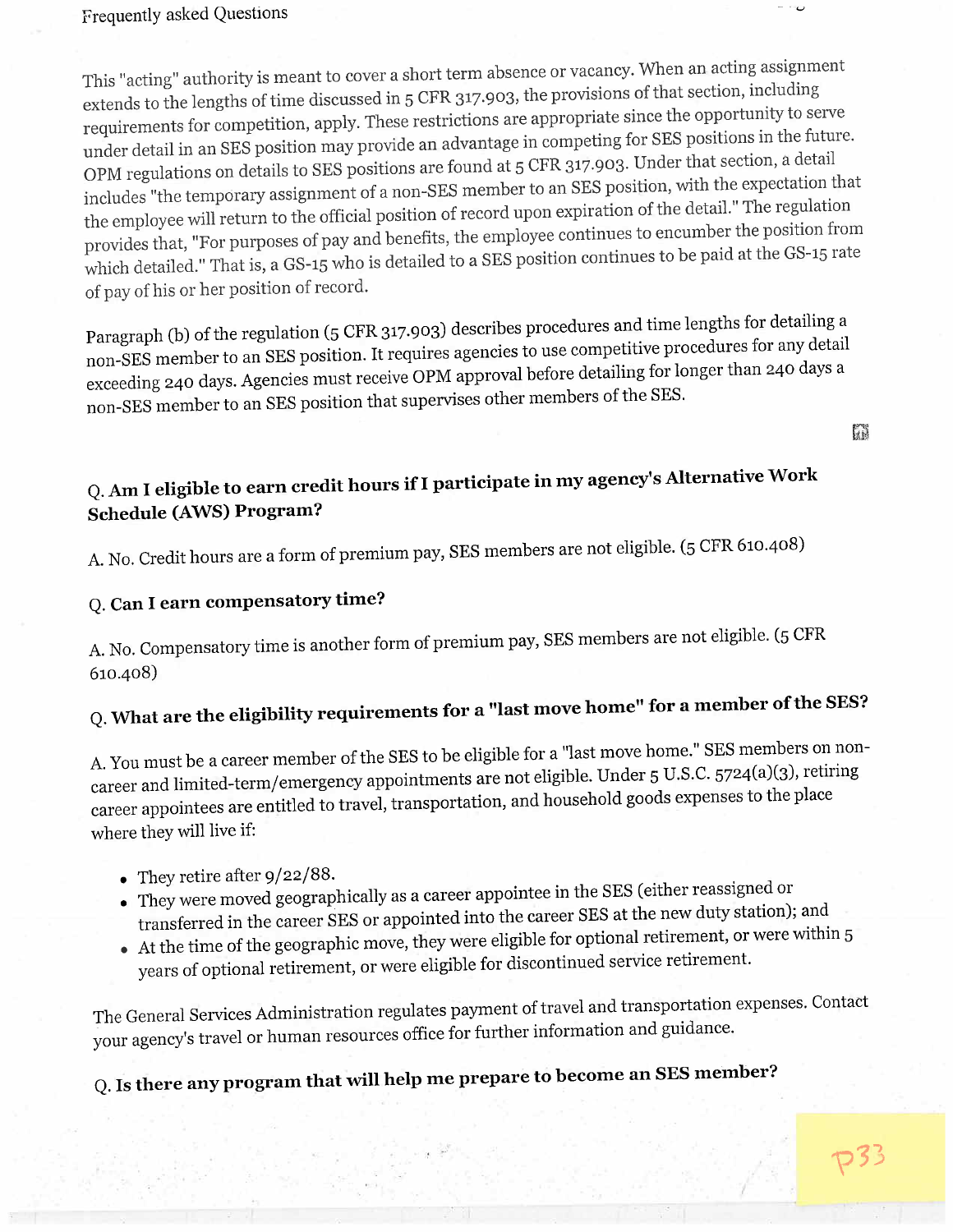This "acting" authority is meant to cover a short term absence or vacancy. When an acting assignment extends to the lengths of time discussed in 5 CFR 317.903, the provisions of that section, including requirements for competition, apply. These restrictions are appropriate since the opportunity to serve under detail in an SES position may provide an advantage in competing for SES positions in the future. OPM regulations on details to SES positions are found at 5 CFR 317.903. Under that section, a detail includes "the temporary assignment of a non-SES member to an SES position, with the expectation that the employee will return to the official position of record upon expiration of the detail." The regulation provides that, "For purposes of pay and benefits, the employee continues to encumber the position from which detailed." That is, a GS-15 who is detailed to a SES position continues to be paid at the GS-15 rate of pay of his or her position of record.

Paragraph (b) of the regulation (5 CFR 317.903) describes procedures and time lengths for detailing a non-SES member to an SES position. It requires agencies to use competitive procedures for any detail exceeding 240 days. Agencies must receive OPM approval before detailing for longer than 240 days a non-SES member to an SES position that supervises other members of the SES.

**Q. Am I eligible to earn credit hours if I participate in my agency's Alternative Work Schedule (AWS) Program?**

A. No. Credit hours are a form of premium pay, SES members are not eligible. (5 CFR 610.408)

**Q. Can I earn compensatory time?**

A. No. Compensatory time is another form of premium pay, SES members are not eligible. (5 CFR 610.408)

**Q. What are the eligibility requirements for a "last move home" for a member of the SES?**

A. You must be a career member of the SES to be eligible for a "last move home." SES members on non-career and limited-term/emergency appointments are not eligible. Under 5 U.S.C. 5724(a)(3), retiring career appointees are entitled to travel, transportation, and household goods expenses to the place where they will live if:

- They retire after 9/22/88.
- They were moved geographically as a career appointee in the SES (either reassigned or transferred in the career SES or appointed into the career SES at the new duty station); and
- At the time of the geographic move, they were eligible for optional retirement, or were within 5 years of optional retirement, or were eligible for discontinued service retirement.

The General Services Administration regulates payment of travel and transportation expenses. Contact your agency's travel or human resources office for further information and guidance.

**Q. Is there any program that will help me prepare to become an SES member?**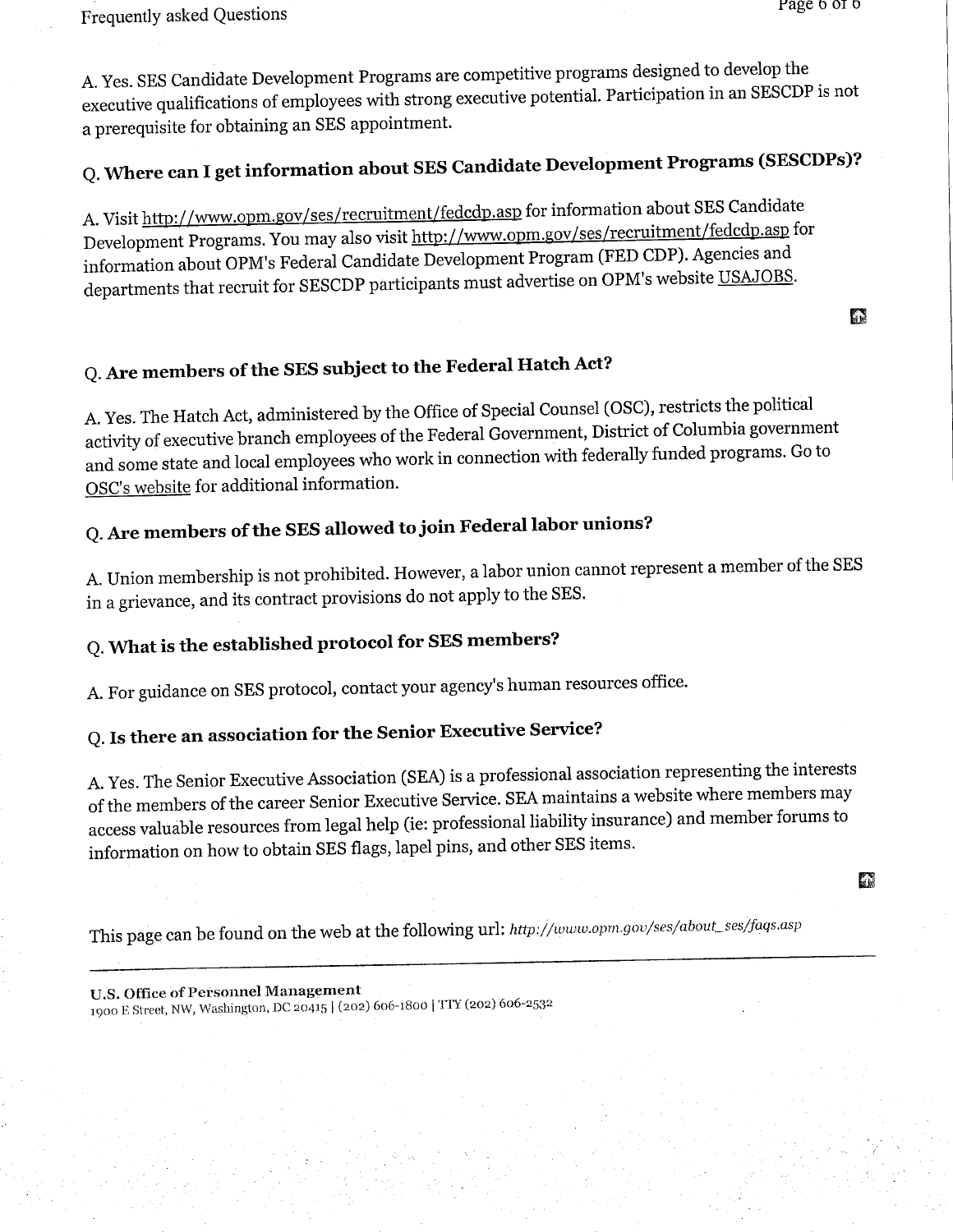A. Yes. SES Candidate Development Programs are competitive programs designed to develop the executive qualifications of employees with strong executive potential. Participation in an SESCDP is not a prerequisite for obtaining an SES appointment.

### Q. Where can I get information about SES Candidate Development Programs (SESCDPs)?

A. Visit http://www.opm.gov/ses/recruitment/fedcdp.asp for information about SES Candidate Development Programs. You may also visit http://www.opm.gov/ses/recruitment/fedcdp.asp for information about OPM's Federal Candidate Development Program (FED CDP). Agencies and departments that recruit for SESCDP participants must advertise on OPM's website USAJOBS.

### Q. Are members of the SES subject to the Federal Hatch Act?

A. Yes. The Hatch Act, administered by the Office of Special Counsel (OSC), restricts the political activity of executive branch employees of the Federal Government, District of Columbia government and some state and local employees who work in connection with federally funded programs. Go to OSC's website for additional information.

### Q. Are members of the SES allowed to join Federal labor unions?

A. Union membership is not prohibited. However, a labor union cannot represent a member of the SES in a grievance, and its contract provisions do not apply to the SES.

### Q. What is the established protocol for SES members?

A. For guidance on SES protocol, contact your agency's human resources office.

### Q. Is there an association for the Senior Executive Service?

A. Yes. The Senior Executive Association (SEA) is a professional association representing the interests of the members of the career Senior Executive Service. SEA maintains a website where members may access valuable resources from legal help (ie: professional liability insurance) and member forums to information on how to obtain SES flags, lapel pins, and other SES items.

This page can be found on the web at the following url: *http://www.opm.gov/ses/about_ses/faqs.asp*

---

**U.S. Office of Personnel Management**
1900 E Street, NW, Washington, DC 20415 | (202) 606-1800 | TTY (202) 606-2532